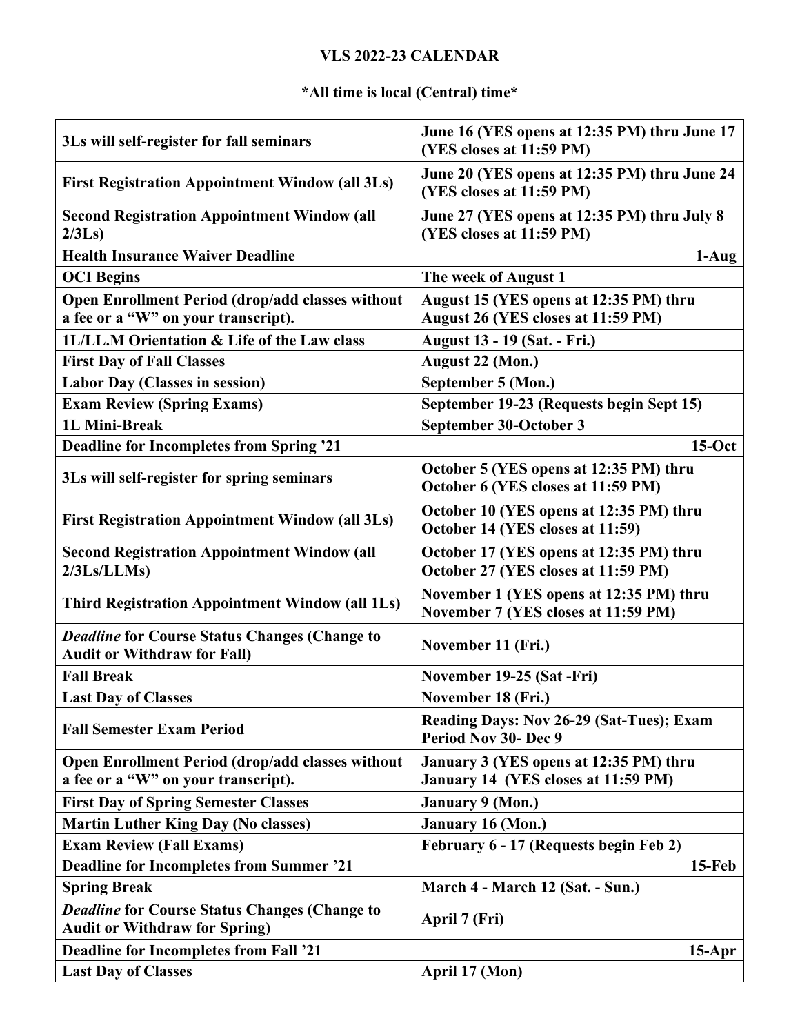# VLS 2022-23 CALENDAR

**\*All time is local (Central) time\***

| | |
|---|---|
| **3Ls will self-register for fall seminars** | **June 16 (YES opens at 12:35 PM) thru June 17 (YES closes at 11:59 PM)** |
| **First Registration Appointment Window (all 3Ls)** | **June 20 (YES opens at 12:35 PM) thru June 24 (YES closes at 11:59 PM)** |
| **Second Registration Appointment Window (all 2/3Ls)** | **June 27 (YES opens at 12:35 PM) thru July 8 (YES closes at 11:59 PM)** |
| **Health Insurance Waiver Deadline** | **1-Aug** |
| **OCI Begins** | **The week of August 1** |
| **Open Enrollment Period (drop/add classes without a fee or a "W" on your transcript).** | **August 15 (YES opens at 12:35 PM) thru August 26 (YES closes at 11:59 PM)** |
| **1L/LL.M Orientation & Life of the Law class** | **August 13 - 19 (Sat. - Fri.)** |
| **First Day of Fall Classes** | **August 22 (Mon.)** |
| **Labor Day (Classes in session)** | **September 5 (Mon.)** |
| **Exam Review (Spring Exams)** | **September 19-23 (Requests begin Sept 15)** |
| **1L Mini-Break** | **September 30-October 3** |
| **Deadline for Incompletes from Spring '21** | **15-Oct** |
| **3Ls will self-register for spring seminars** | **October 5 (YES opens at 12:35 PM) thru October 6 (YES closes at 11:59 PM)** |
| **First Registration Appointment Window (all 3Ls)** | **October 10 (YES opens at 12:35 PM) thru October 14 (YES closes at 11:59)** |
| **Second Registration Appointment Window (all 2/3Ls/LLMs)** | **October 17 (YES opens at 12:35 PM) thru October 27 (YES closes at 11:59 PM)** |
| **Third Registration Appointment Window (all 1Ls)** | **November 1 (YES opens at 12:35 PM) thru November 7 (YES closes at 11:59 PM)** |
| ***Deadline* for Course Status Changes (Change to Audit or Withdraw for Fall)** | **November 11 (Fri.)** |
| **Fall Break** | **November 19-25 (Sat -Fri)** |
| **Last Day of Classes** | **November 18 (Fri.)** |
| **Fall Semester Exam Period** | **Reading Days: Nov 26-29 (Sat-Tues); Exam Period Nov 30- Dec 9** |
| **Open Enrollment Period (drop/add classes without a fee or a "W" on your transcript).** | **January 3 (YES opens at 12:35 PM) thru January 14 (YES closes at 11:59 PM)** |
| **First Day of Spring Semester Classes** | **January 9 (Mon.)** |
| **Martin Luther King Day (No classes)** | **January 16 (Mon.)** |
| **Exam Review (Fall Exams)** | **February 6 - 17 (Requests begin Feb 2)** |
| **Deadline for Incompletes from Summer '21** | **15-Feb** |
| **Spring Break** | **March 4 - March 12 (Sat. - Sun.)** |
| ***Deadline* for Course Status Changes (Change to Audit or Withdraw for Spring)** | **April 7 (Fri)** |
| **Deadline for Incompletes from Fall '21** | **15-Apr** |
| **Last Day of Classes** | **April 17 (Mon)** |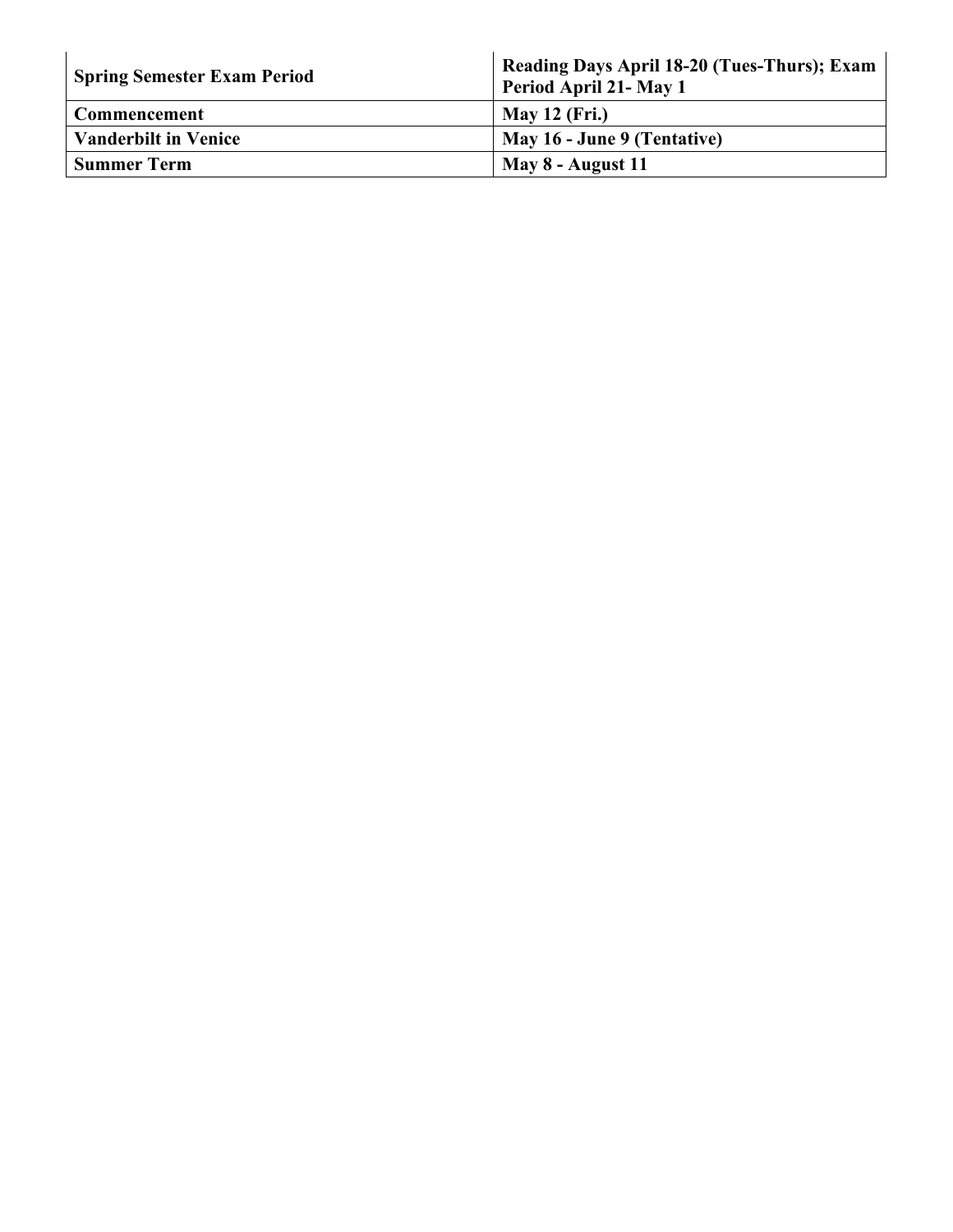| | |
|---|---|
| **Spring Semester Exam Period** | **Reading Days April 18-20 (Tues-Thurs); Exam Period April 21- May 1** |
| **Commencement** | **May 12 (Fri.)** |
| **Vanderbilt in Venice** | **May 16 - June 9 (Tentative)** |
| **Summer Term** | **May 8 - August 11** |